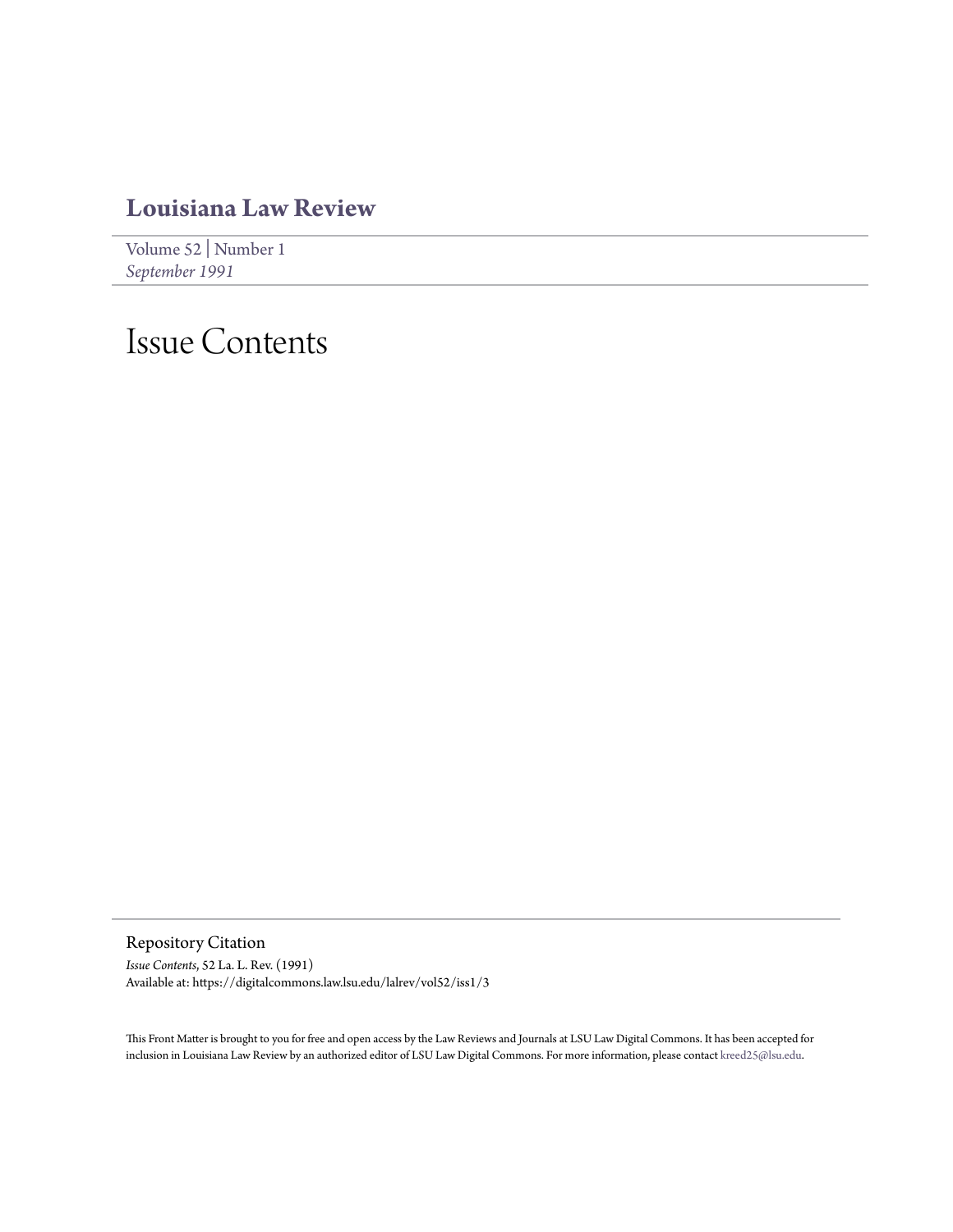# Louisiana Law Review

Volume 52 | Number 1
*September 1991*

# Issue Contents

## Repository Citation

*Issue Contents*, 52 La. L. Rev. (1991)
Available at: https://digitalcommons.law.lsu.edu/lalrev/vol52/iss1/3

This Front Matter is brought to you for free and open access by the Law Reviews and Journals at LSU Law Digital Commons. It has been accepted for inclusion in Louisiana Law Review by an authorized editor of LSU Law Digital Commons. For more information, please contact kreed25@lsu.edu.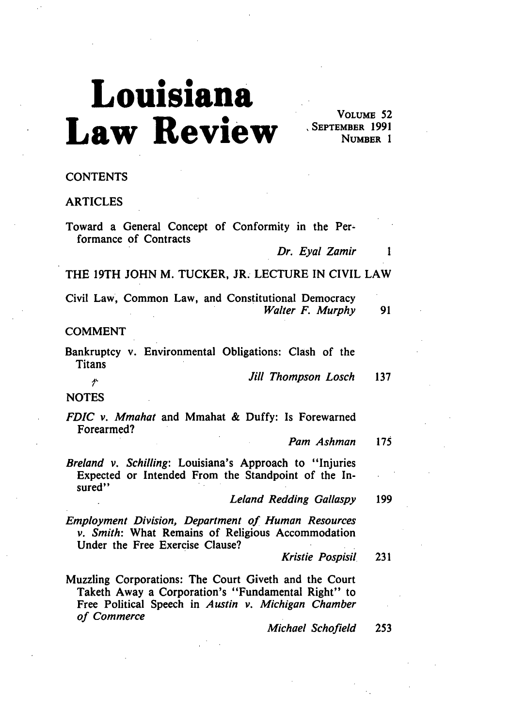# Louisiana Law Review

VOLUME 52
SEPTEMBER 1991
NUMBER 1

CONTENTS

ARTICLES

Toward a General Concept of Conformity in the Performance of Contracts
*Dr. Eyal Zamir* 1

THE 19TH JOHN M. TUCKER, JR. LECTURE IN CIVIL LAW

Civil Law, Common Law, and Constitutional Democracy
*Walter F. Murphy* 91

COMMENT

Bankruptcy v. Environmental Obligations: Clash of the Titans
*Jill Thompson Losch* 137

NOTES

*FDIC v. Mmahat* and Mmahat & Duffy: Is Forewarned Forearmed?
*Pam Ashman* 175

*Breland v. Schilling*: Louisiana's Approach to "Injuries Expected or Intended From the Standpoint of the Insured"
*Leland Redding Gallaspy* 199

*Employment Division, Department of Human Resources v. Smith*: What Remains of Religious Accommodation Under the Free Exercise Clause?
*Kristie Pospisil* 231

Muzzling Corporations: The Court Giveth and the Court Taketh Away a Corporation's "Fundamental Right" to Free Political Speech in *Austin v. Michigan Chamber of Commerce*
*Michael Schofield* 253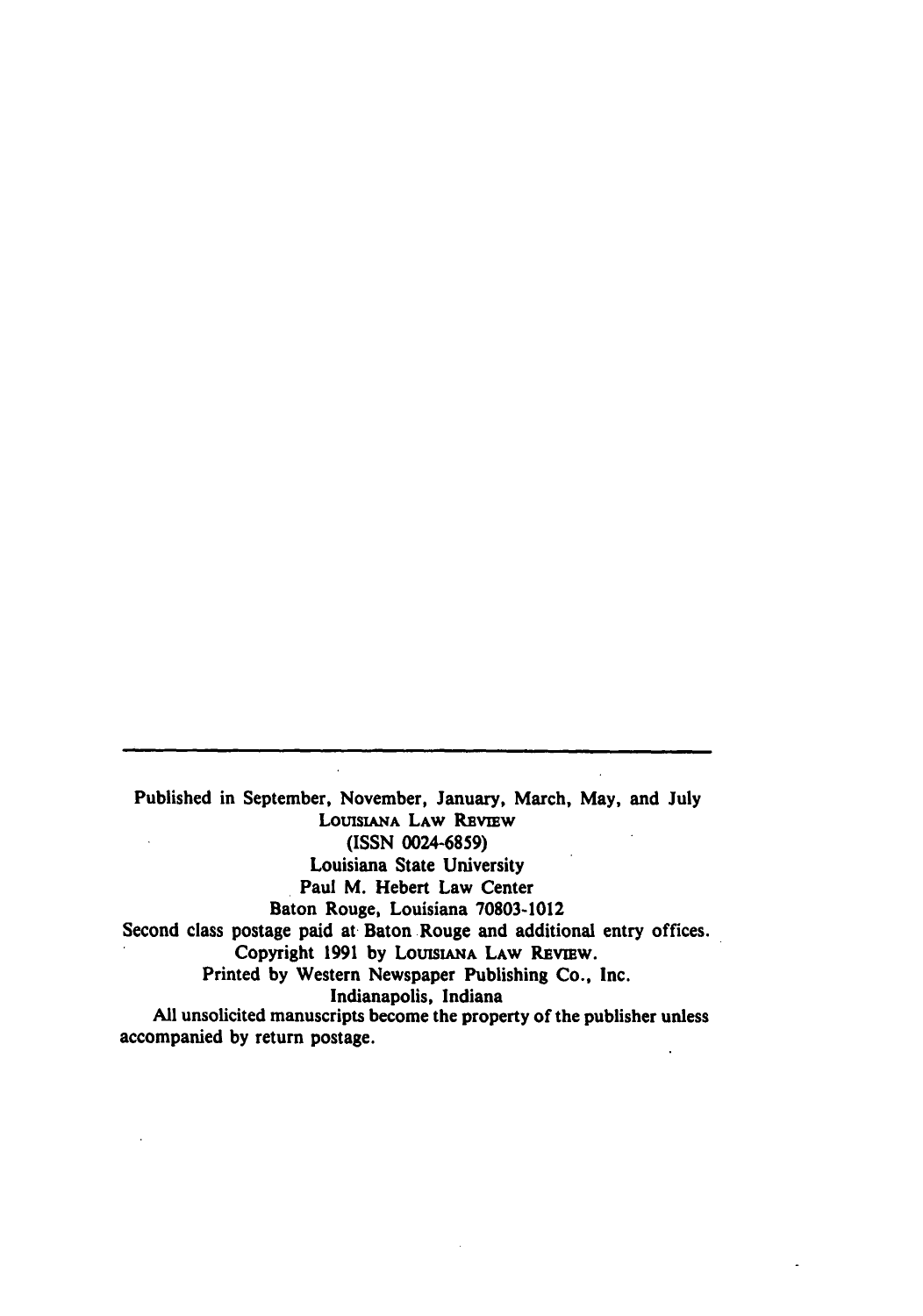---

Published in September, November, January, March, May, and July

LOUISIANA LAW REVIEW

(ISSN 0024-6859)

Louisiana State University

Paul M. Hebert Law Center

Baton Rouge, Louisiana 70803-1012

Second class postage paid at Baton Rouge and additional entry offices.

Copyright 1991 by LOUISIANA LAW REVIEW.

Printed by Western Newspaper Publishing Co., Inc.

Indianapolis, Indiana

All unsolicited manuscripts become the property of the publisher unless accompanied by return postage.